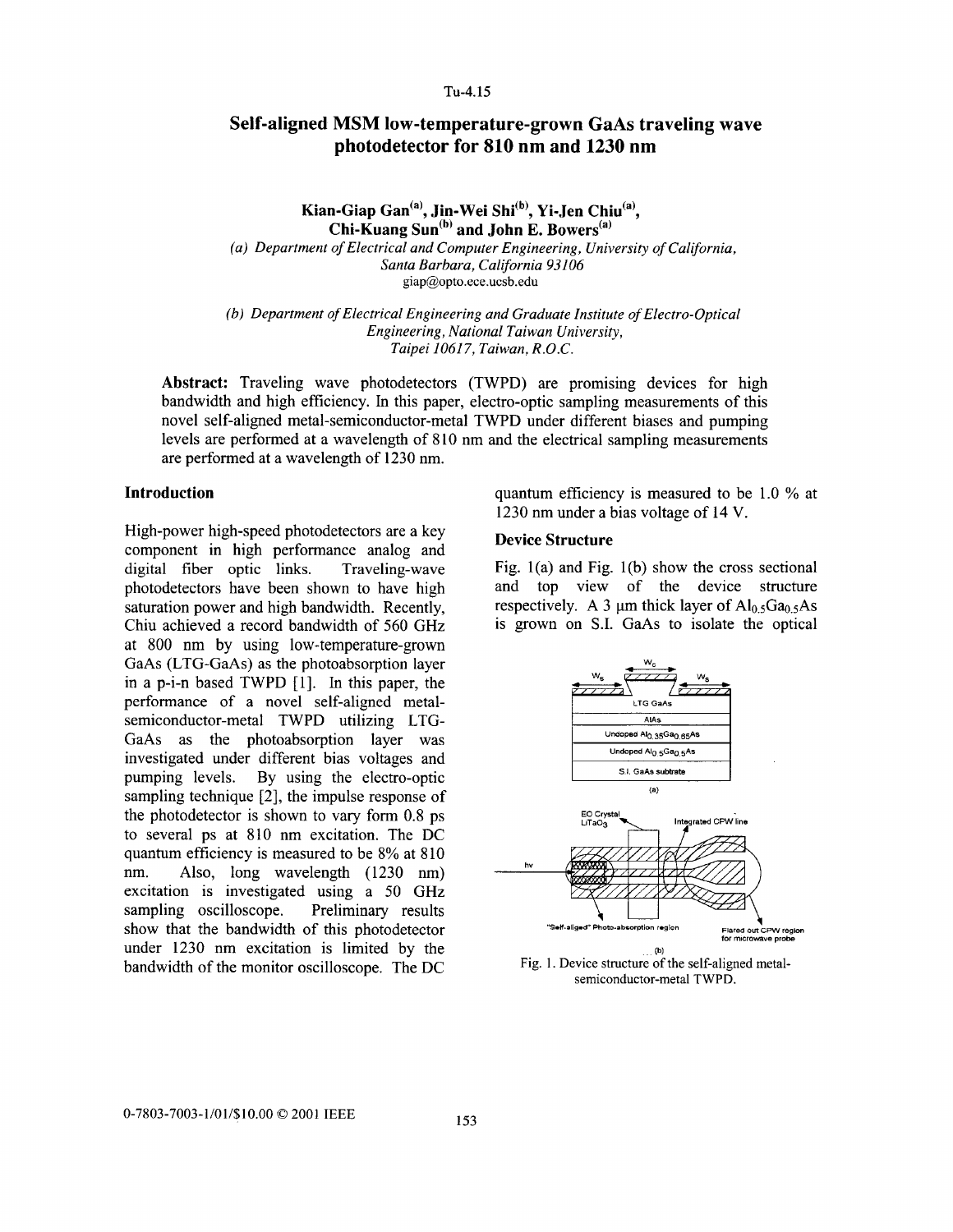# Self-aligned MSM low-temperature-grown GaAs traveling wave photodetector for 810 nm and 1230 nm

**Kian-Giap Gan[(a)], Jin-Wei Shi[(b)], Yi-Jen Chiu[(a)], Chi-Kuang Sun[(b)] and John E. Bowers[(a)]**

*(a) Department of Electrical and Computer Engineering, University of California, Santa Barbara, California 93106*
giap@opto.ece.ucsb.edu

*(b) Department of Electrical Engineering and Graduate Institute of Electro-Optical Engineering, National Taiwan University, Taipei 10617, Taiwan, R.O.C.*

**Abstract:** Traveling wave photodetectors (TWPD) are promising devices for high bandwidth and high efficiency. In this paper, electro-optic sampling measurements of this novel self-aligned metal-semiconductor-metal TWPD under different biases and pumping levels are performed at a wavelength of 810 nm and the electrical sampling measurements are performed at a wavelength of 1230 nm.

## Introduction

High-power high-speed photodetectors are a key component in high performance analog and digital fiber optic links. Traveling-wave photodetectors have been shown to have high saturation power and high bandwidth. Recently, Chiu achieved a record bandwidth of 560 GHz at 800 nm by using low-temperature-grown GaAs (LTG-GaAs) as the photoabsorption layer in a p-i-n based TWPD [1]. In this paper, the performance of a novel self-aligned metal-semiconductor-metal TWPD utilizing LTG-GaAs as the photoabsorption layer was investigated under different bias voltages and pumping levels. By using the electro-optic sampling technique [2], the impulse response of the photodetector is shown to vary form 0.8 ps to several ps at 810 nm excitation. The DC quantum efficiency is measured to be 8% at 810 nm. Also, long wavelength (1230 nm) excitation is investigated using a 50 GHz sampling oscilloscope. Preliminary results show that the bandwidth of this photodetector under 1230 nm excitation is limited by the bandwidth of the monitor oscilloscope. The DC quantum efficiency is measured to be 1.0 % at 1230 nm under a bias voltage of 14 V.

## Device Structure

Fig. 1(a) and Fig. 1(b) show the cross sectional and top view of the device structure respectively. A 3 μm thick layer of $Al_{0.5}Ga_{0.5}As$ is grown on S.I. GaAs to isolate the optical

Fig. 1. Device structure of the self-aligned metal-semiconductor-metal TWPD.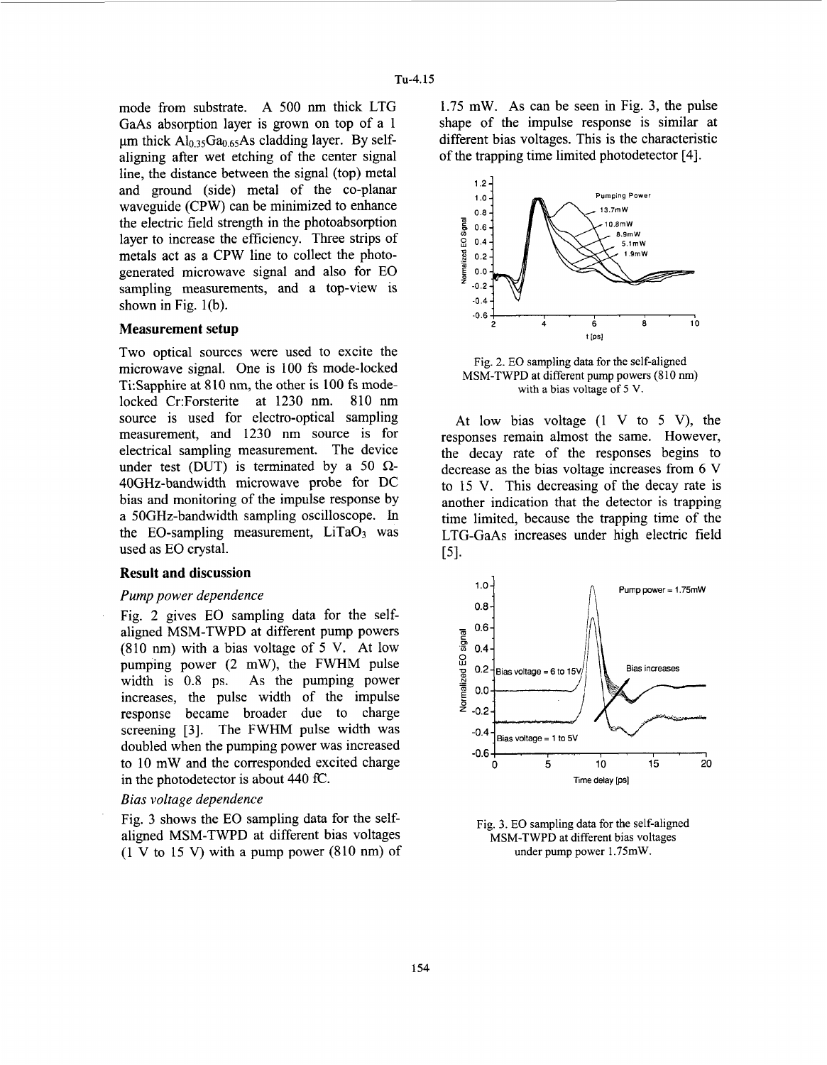mode from substrate. A 500 nm thick LTG GaAs absorption layer is grown on top of a 1 μm thick $Al_{0.35}Ga_{0.65}As$ cladding layer. By self-aligning after wet etching of the center signal line, the distance between the signal (top) metal and ground (side) metal of the co-planar waveguide (CPW) can be minimized to enhance the electric field strength in the photoabsorption layer to increase the efficiency. Three strips of metals act as a CPW line to collect the photo-generated microwave signal and also for EO sampling measurements, and a top-view is shown in Fig. 1(b).

### Measurement setup

Two optical sources were used to excite the microwave signal. One is 100 fs mode-locked Ti:Sapphire at 810 nm, the other is 100 fs mode-locked Cr:Forsterite at 1230 nm. 810 nm source is used for electro-optical sampling measurement, and 1230 nm source is for electrical sampling measurement. The device under test (DUT) is terminated by a 50 Ω-40GHz-bandwidth microwave probe for DC bias and monitoring of the impulse response by a 50GHz-bandwidth sampling oscilloscope. In the EO-sampling measurement, $LiTaO_3$ was used as EO crystal.

### Result and discussion

*Pump power dependence*

Fig. 2 gives EO sampling data for the self-aligned MSM-TWPD at different pump powers (810 nm) with a bias voltage of 5 V. At low pumping power (2 mW), the FWHM pulse width is 0.8 ps. As the pumping power increases, the pulse width of the impulse response became broader due to charge screening [3]. The FWHM pulse width was doubled when the pumping power was increased to 10 mW and the corresponded excited charge in the photodetector is about 440 fC.

*Bias voltage dependence*

Fig. 3 shows the EO sampling data for the self-aligned MSM-TWPD at different bias voltages (1 V to 15 V) with a pump power (810 nm) of 1.75 mW. As can be seen in Fig. 3, the pulse shape of the impulse response is similar at different bias voltages. This is the characteristic of the trapping time limited photodetector [4].

Fig. 2. EO sampling data for the self-aligned MSM-TWPD at different pump powers (810 nm) with a bias voltage of 5 V.

At low bias voltage (1 V to 5 V), the responses remain almost the same. However, the decay rate of the responses begins to decrease as the bias voltage increases from 6 V to 15 V. This decreasing of the decay rate is another indication that the detector is trapping time limited, because the trapping time of the LTG-GaAs increases under high electric field [5].

Fig. 3. EO sampling data for the self-aligned MSM-TWPD at different bias voltages under pump power 1.75mW.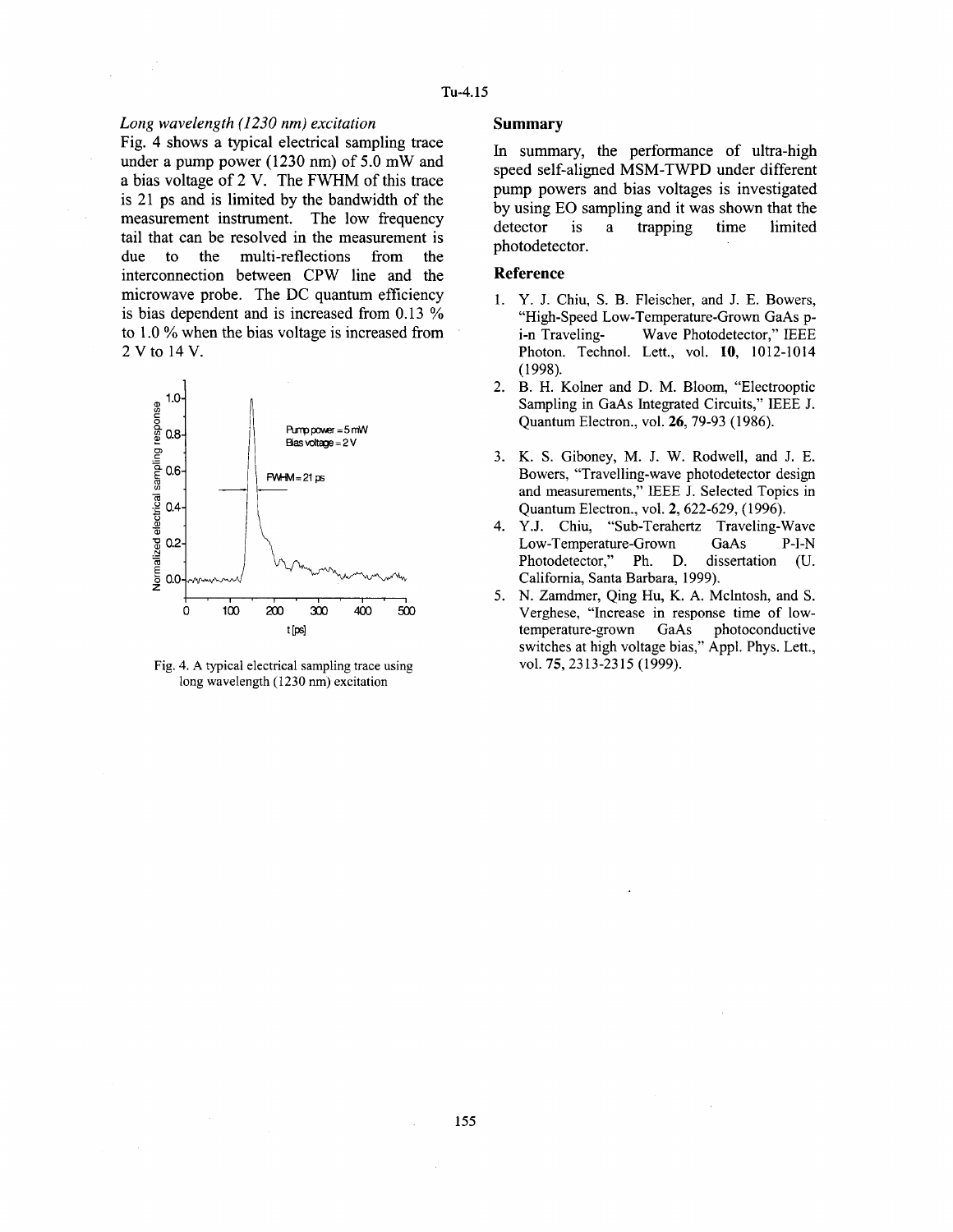*Long wavelength (1230 nm) excitation*

Fig. 4 shows a typical electrical sampling trace under a pump power (1230 nm) of 5.0 mW and a bias voltage of 2 V. The FWHM of this trace is 21 ps and is limited by the bandwidth of the measurement instrument. The low frequency tail that can be resolved in the measurement is due to the multi-reflections from the interconnection between CPW line and the microwave probe. The DC quantum efficiency is bias dependent and is increased from 0.13 % to 1.0 % when the bias voltage is increased from 2 V to 14 V.

Normalized electrical sampling response

1.0
0.8
0.6
0.4
0.2
0.0

Pump power = 5 mW
Bias voltage = 2 V

FWHM = 21 ps

0 100 200 300 400 500

t [ps]

Fig. 4. A typical electrical sampling trace using long wavelength (1230 nm) excitation

## Summary

In summary, the performance of ultra-high speed self-aligned MSM-TWPD under different pump powers and bias voltages is investigated by using EO sampling and it was shown that the detector is a trapping time limited photodetector.

## Reference

1. Y. J. Chiu, S. B. Fleischer, and J. E. Bowers, "High-Speed Low-Temperature-Grown GaAs p-i-n Traveling- Wave Photodetector," IEEE Photon. Technol. Lett., vol. **10**, 1012-1014 (1998).
2. B. H. Kolner and D. M. Bloom, "Electrooptic Sampling in GaAs Integrated Circuits," IEEE J. Quantum Electron., vol. **26**, 79-93 (1986).
3. K. S. Giboney, M. J. W. Rodwell, and J. E. Bowers, "Travelling-wave photodetector design and measurements," IEEE J. Selected Topics in Quantum Electron., vol. **2**, 622-629, (1996).
4. Y.J. Chiu, "Sub-Terahertz Traveling-Wave Low-Temperature-Grown GaAs P-I-N Photodetector," Ph. D. dissertation (U. California, Santa Barbara, 1999).
5. N. Zamdmer, Qing Hu, K. A. McIntosh, and S. Verghese, "Increase in response time of low-temperature-grown GaAs photoconductive switches at high voltage bias," Appl. Phys. Lett., vol. **75**, 2313-2315 (1999).